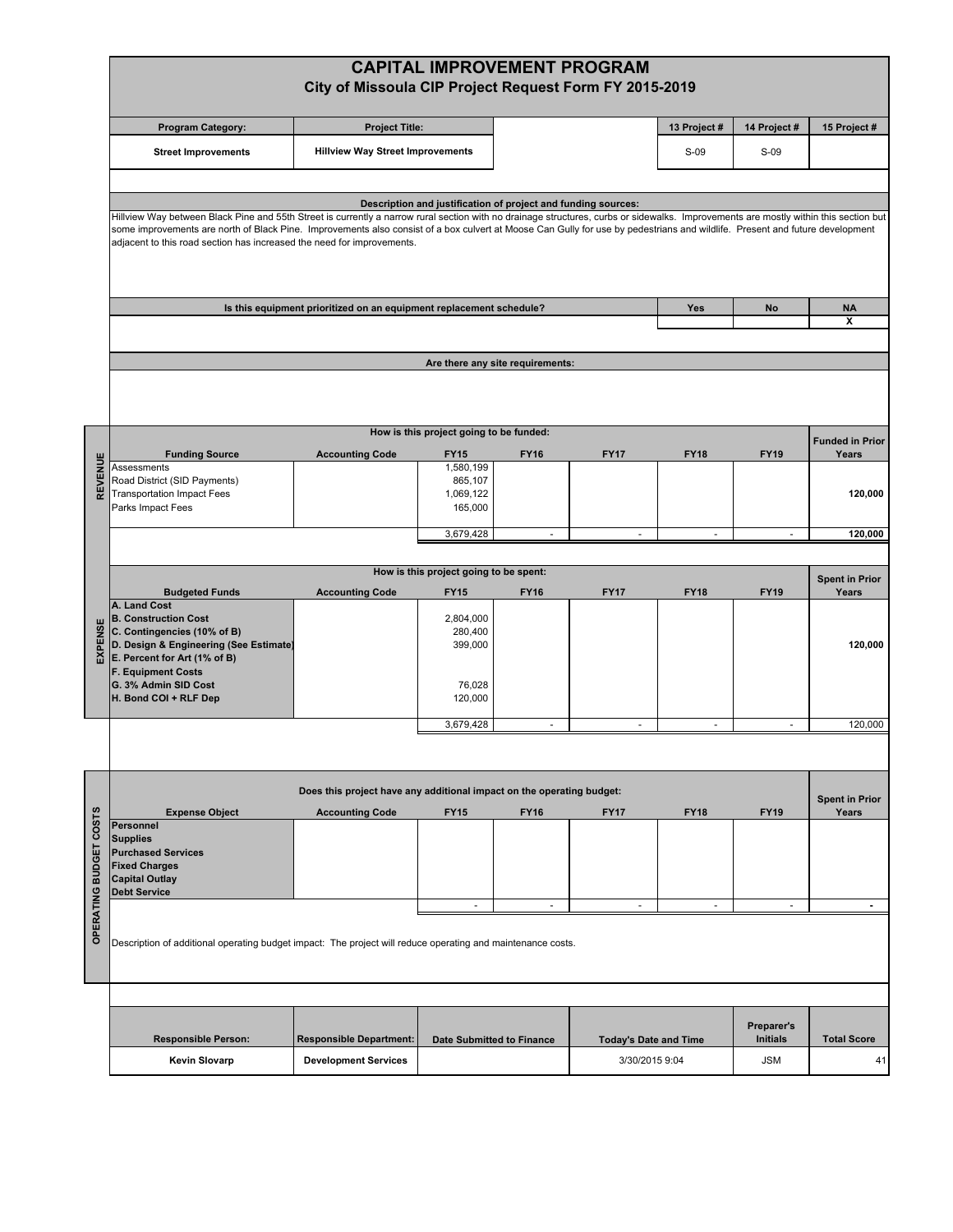# CAPITAL IMPROVEMENT PROGRAM

## City of Missoula CIP Project Request Form FY 2015-2019

| Program Category: | Project Title: | | 13 Project # | 14 Project # | 15 Project # |
|---|---|---|---|---|---|
| **Street Improvements** | **Hillview Way Street Improvements** | | S-09 | S-09 | |

**Description and justification of project and funding sources:**

Hillview Way between Black Pine and 55th Street is currently a narrow rural section with no drainage structures, curbs or sidewalks. Improvements are mostly within this section but some improvements are north of Black Pine. Improvements also consist of a box culvert at Moose Can Gully for use by pedestrians and wildlife. Present and future development adjacent to this road section has increased the need for improvements.

| Is this equipment prioritized on an equipment replacement schedule? | Yes | No | NA |
|---|---|---|---|
| | | | X |

**Are there any site requirements:**

### REVENUE

**How is this project going to be funded:**

| Funding Source | Accounting Code | FY15 | FY16 | FY17 | FY18 | FY19 | Funded in Prior Years |
|---|---|---|---|---|---|---|---|
| Assessments | | 1,580,199 | | | | | |
| Road District (SID Payments) | | 865,107 | | | | | |
| Transportation Impact Fees | | 1,069,122 | | | | | 120,000 |
| Parks Impact Fees | | 165,000 | | | | | |
| | | 3,679,428 | - | - | - | - | 120,000 |

### EXPENSE

**How is this project going to be spent:**

| Budgeted Funds | Accounting Code | FY15 | FY16 | FY17 | FY18 | FY19 | Spent in Prior Years |
|---|---|---|---|---|---|---|---|
| **A. Land Cost** | | | | | | | |
| **B. Construction Cost** | | 2,804,000 | | | | | |
| **C. Contingencies (10% of B)** | | 280,400 | | | | | |
| **D. Design & Engineering (See Estimate)** | | 399,000 | | | | | 120,000 |
| **E. Percent for Art (1% of B)** | | | | | | | |
| **F. Equipment Costs** | | | | | | | |
| **G. 3% Admin SID Cost** | | 76,028 | | | | | |
| **H. Bond COI + RLF Dep** | | 120,000 | | | | | |
| | | 3,679,428 | - | - | - | - | 120,000 |

### OPERATING BUDGET COSTS

**Does this project have any additional impact on the operating budget:**

| Expense Object | Accounting Code | FY15 | FY16 | FY17 | FY18 | FY19 | Spent in Prior Years |
|---|---|---|---|---|---|---|---|
| **Personnel** | | | | | | | |
| **Supplies** | | | | | | | |
| **Purchased Services** | | | | | | | |
| **Fixed Charges** | | | | | | | |
| **Capital Outlay** | | | | | | | |
| **Debt Service** | | | | | | | |
| | | - | - | - | - | - | - |

Description of additional operating budget impact: The project will reduce operating and maintenance costs.

| Responsible Person: | Responsible Department: | Date Submitted to Finance | Today's Date and Time | Preparer's Initials | Total Score |
|---|---|---|---|---|---|
| **Kevin Slovarp** | **Development Services** | | 3/30/2015 9:04 | JSM | 41 |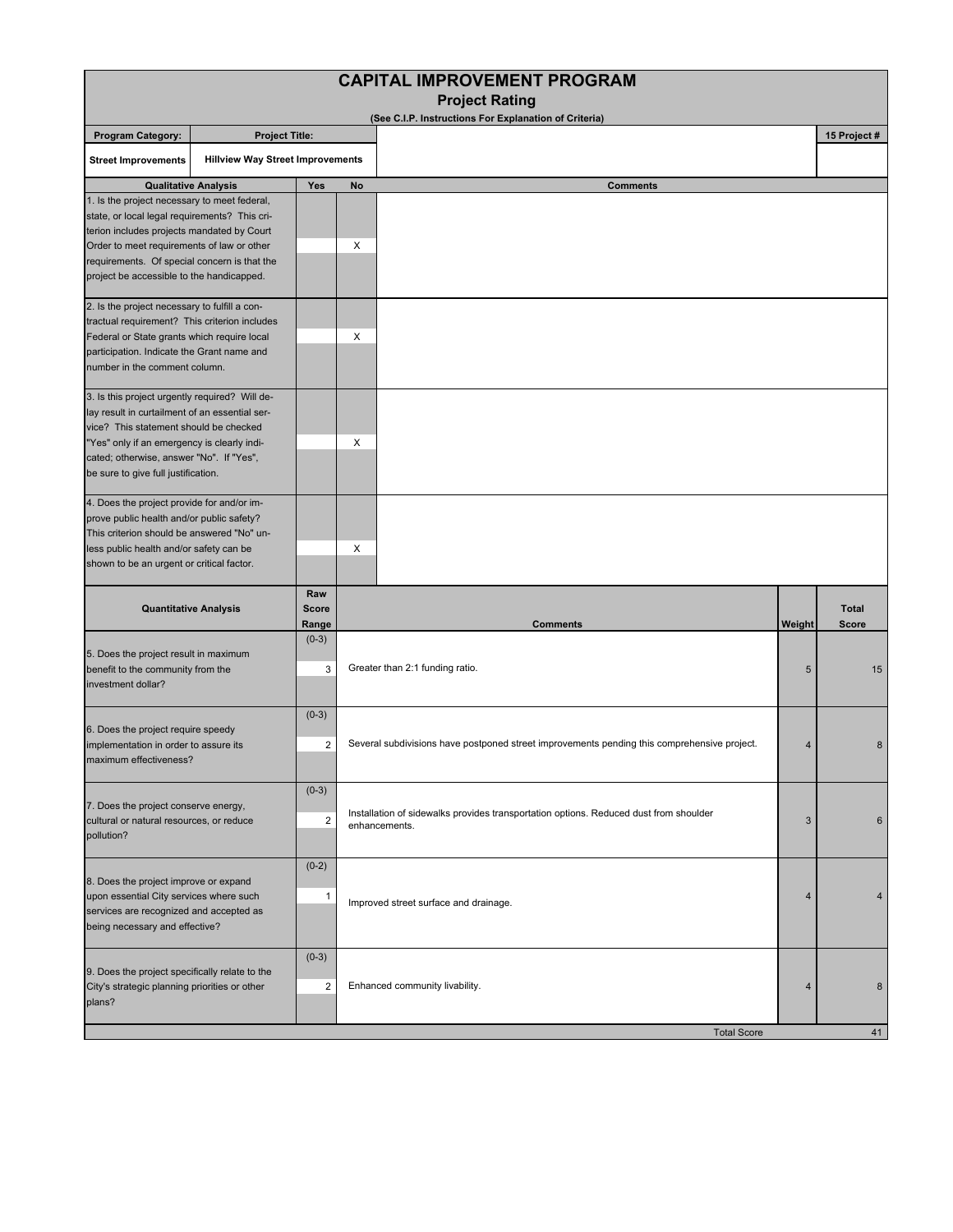# CAPITAL IMPROVEMENT PROGRAM

## Project Rating

**(See C.I.P. Instructions For Explanation of Criteria)**

| Program Category: | Project Title: | | 15 Project # |
|---|---|---|---|
| Street Improvements | Hillview Way Street Improvements | | |

| Qualitative Analysis | Yes | No | Comments |
|---|---|---|---|
| 1. Is the project necessary to meet federal, state, or local legal requirements? This criterion includes projects mandated by Court Order to meet requirements of law or other requirements. Of special concern is that the project be accessible to the handicapped. | | X | |
| 2. Is the project necessary to fulfill a contractual requirement? This criterion includes Federal or State grants which require local participation. Indicate the Grant name and number in the comment column. | | X | |
| 3. Is this project urgently required? Will delay result in curtailment of an essential service? This statement should be checked "Yes" only if an emergency is clearly indicated; otherwise, answer "No". If "Yes", be sure to give full justification. | | X | |
| 4. Does the project provide for and/or improve public health and/or public safety? This criterion should be answered "No" unless public health and/or safety can be shown to be an urgent or critical factor. | | X | |

| Quantitative Analysis | Raw Score Range | Raw Score | Comments | Weight | Total Score |
|---|---|---|---|---|---|
| 5. Does the project result in maximum benefit to the community from the investment dollar? | (0-3) | 3 | Greater than 2:1 funding ratio. | 5 | 15 |
| 6. Does the project require speedy implementation in order to assure its maximum effectiveness? | (0-3) | 2 | Several subdivisions have postponed street improvements pending this comprehensive project. | 4 | 8 |
| 7. Does the project conserve energy, cultural or natural resources, or reduce pollution? | (0-3) | 2 | Installation of sidewalks provides transportation options. Reduced dust from shoulder enhancements. | 3 | 6 |
| 8. Does the project improve or expand upon essential City services where such services are recognized and accepted as being necessary and effective? | (0-2) | 1 | Improved street surface and drainage. | 4 | 4 |
| 9. Does the project specifically relate to the City's strategic planning priorities or other plans? | (0-3) | 2 | Enhanced community livability. | 4 | 8 |
| | | | Total Score | | 41 |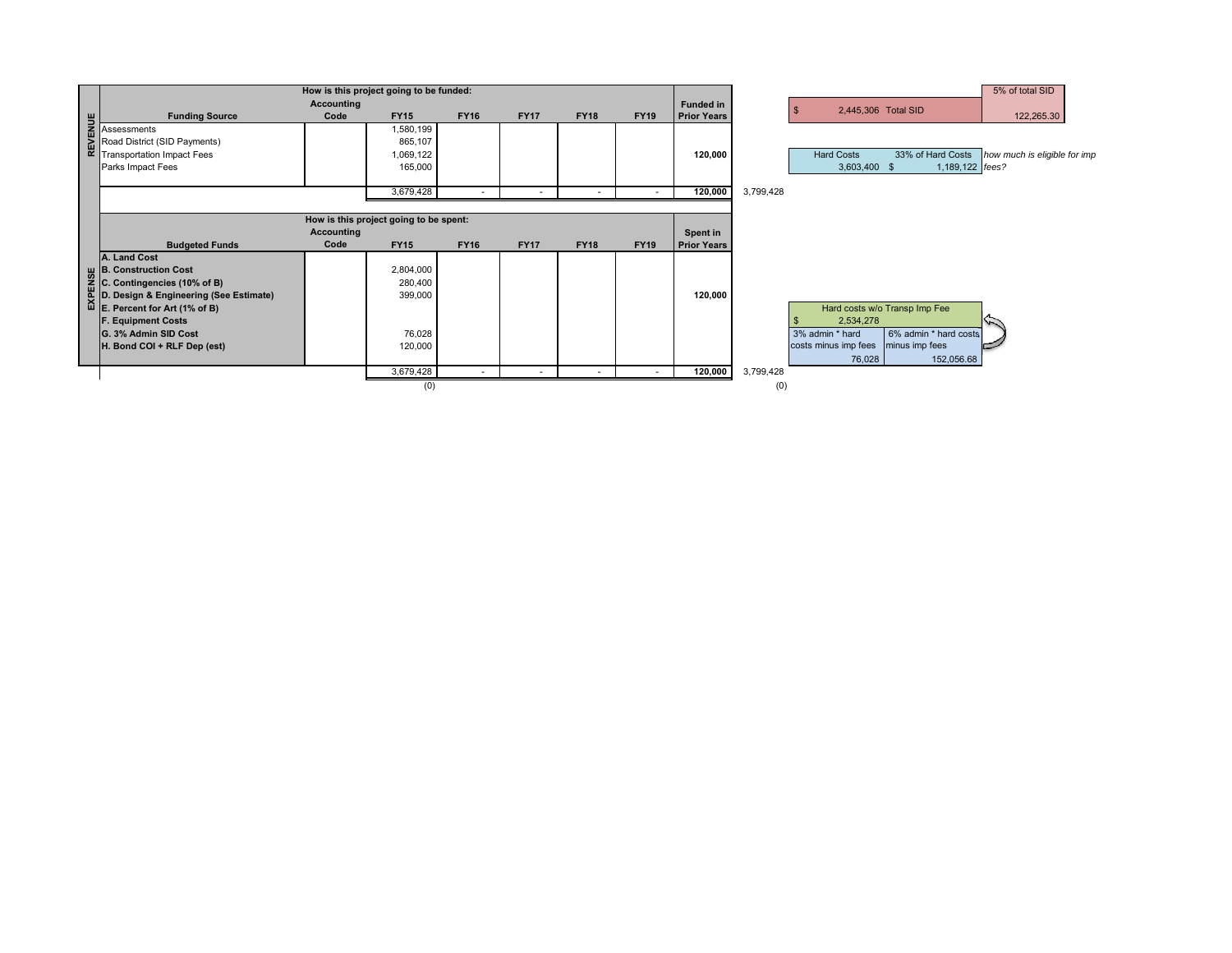**REVENUE**

| Funding Source | Accounting Code | FY15 | FY16 | FY17 | FY18 | FY19 | Funded in Prior Years | |
|---|---|---|---|---|---|---|---|---|
| | | *How is this project going to be funded:* | | | | | | |
| Assessments | | 1,580,199 | | | | | | |
| Road District (SID Payments) | | 865,107 | | | | | | |
| Transportation Impact Fees | | 1,069,122 | | | | | **120,000** | |
| Parks Impact Fees | | 165,000 | | | | | | |
| | | 3,679,428 | - | - | - | - | **120,000** | 3,799,428 |

**EXPENSE**

| Budgeted Funds | Accounting Code | FY15 | FY16 | FY17 | FY18 | FY19 | Spent in Prior Years | |
|---|---|---|---|---|---|---|---|---|
| | | *How is this project going to be spent:* | | | | | | |
| **A. Land Cost** | | | | | | | | |
| **B. Construction Cost** | | 2,804,000 | | | | | | |
| **C. Contingencies (10% of B)** | | 280,400 | | | | | | |
| **D. Design & Engineering (See Estimate)** | | 399,000 | | | | | **120,000** | |
| **E. Percent for Art (1% of B)** | | | | | | | | |
| **F. Equipment Costs** | | | | | | | | |
| **G. 3% Admin SID Cost** | | 76,028 | | | | | | |
| **H. Bond COI + RLF Dep (est)** | | 120,000 | | | | | | |
| | | 3,679,428 | - | - | - | - | **120,000** | 3,799,428 |
| | | (0) | | | | | | (0) |

| $ 2,445,306 Total SID | 5% of total SID |
|---|---|
| | 122,265.30 |

| Hard Costs | 33% of Hard Costs | |
|---|---|---|
| 3,603,400 | $ 1,189,122 | *how much is eligible for imp fees?* |

| Hard costs w/o Transp Imp Fee | |
|---|---|
| $ 2,534,278 | |
| 3% admin * hard costs minus imp fees | 6% admin * hard costs minus imp fees |
| 76,028 | 152,056.68 |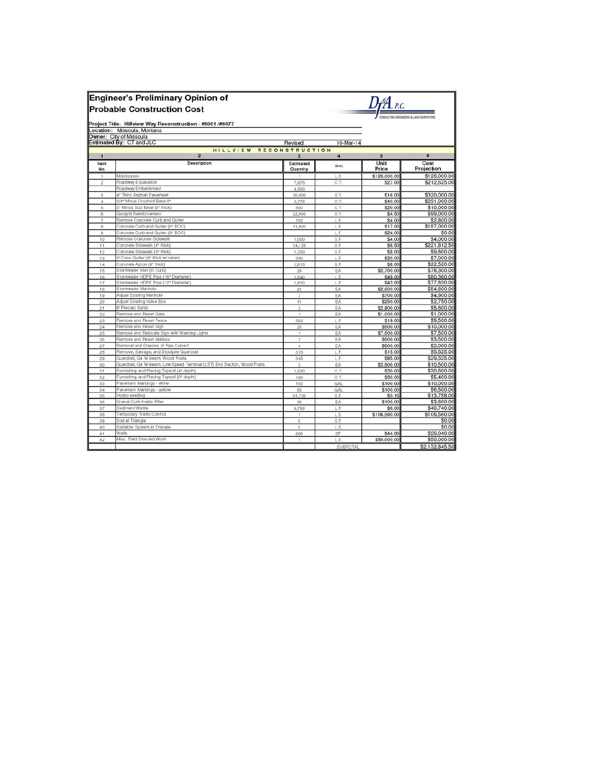# Engineer's Preliminary Opinion of Probable Construction Cost

DJ&A, P.C.
CONSULTING ENGINEERS & LAND SURVEYORS

**Project Title: Hillview Way Reconstruction - #5051 /#6077**
**Location:** Missoula, Montana
**Owner:** City of Missoula
**Estimated By:** CT and JLC — Revised 10-Mar-14

HILLVIEW RECONSTRUCTION

| 1 | 2 | 3 | 4 | 5 | 6 |
|---|---|---|---|---|---|
| Item No. | Description | Estimated Quantity | Unit | Unit Price | Cost Projection |
| 1 | Mobilization | 1 | L.S. | $126,000.00 | $126,000.00 |
| 2 | Roadway Excavation | 7,875 | C.Y. | $27.00 | $212,625.00 |
| | Roadway Embankment | 4,500 | | | |
| 3 | 4" Thick Asphalt Pavement | 20,000 | S.Y. | $16.00 | $320,000.00 |
| 4 | 3/4" Minus Crushed Base 9" | 5,775 | C.Y. | $40.00 | $231,000.00 |
| 5 | 3" Minus Sub Base (0" thick) | 500 | C.Y. | $20.00 | $10,000.00 |
| 6 | Geogrid Reinforcement | 22,000 | S.Y. | $4.50 | $99,000.00 |
| 7 | Remove Concrete Curb and Gutter | 700 | L.F. | $4.00 | $2,800.00 |
| 8 | Concrete Curb and Gutter (6" BOC) | 11,000 | L.F. | $17.00 | $187,000.00 |
| 9 | Concrete Curb and Gutter (8" BOC) | | L.F. | $24.00 | $0.00 |
| 10 | Remove Concrete Sidewalk | 1,000 | S.F. | $4.00 | $4,000.00 |
| 11 | Concrete Sidewalk (4" thick) | 34,125 | S.F. | $6.50 | $221,812.50 |
| 12 | Concrete Sidewalk (6" thick) | 1,200 | S.F. | $8.00 | $9,600.00 |
| 13 | 3' Cove Gutter (8" thick w/ rebar) | 350 | L.F. | $20.00 | $7,000.00 |
| 14 | Concrete Apron (6" thick) | 2,815 | S.F. | $8.00 | $22,520.00 |
| 15 | Stormwater Inlet (in Curb) | 29 | EA. | $2,700.00 | $78,300.00 |
| 16 | Stormwater HDPE Pipe (18" Diameter) | 1,640 | L.F. | $49.00 | $80,360.00 |
| 17 | Stormwater HDPE Pipe (12" Diameter) | 1,810 | L.F. | $43.00 | $77,830.00 |
| 18 | Stormwater Manhole | 21 | EA. | $2,600.00 | $54,600.00 |
| 19 | Adjust Existing Manhole | 7 | EA. | $700.00 | $4,900.00 |
| 20 | Adjust Existing Valve Box | 11 | EA. | $250.00 | $2,750.00 |
| 21 | 8' Precast Sump | 2 | EA. | $2,800.00 | $5,600.00 |
| 22 | Remove and Reset Gate | 1 | EA. | $1,000.00 | $1,000.00 |
| 23 | Remove and Reset Fence | 500 | L.F. | $19.00 | $9,500.00 |
| 24 | Remove and Reset Sign | 20 | EA. | $500.00 | $10,000.00 |
| 25 | Remove and Relocate Sign with Warning Lights | 1 | EA. | $7,500.00 | $7,500.00 |
| 26 | Remove and Reset Mailbox | 7 | EA. | $500.00 | $3,500.00 |
| 27 | Removal and Dispose of Pipe Culvert | 4 | EA. | $500.00 | $2,000.00 |
| 28 | Remove, Salvage, and Stockpile Guardrail | 375 | L.F. | $15.00 | $5,625.00 |
| 29 | Guardrail, G4 W-beam, Wood Posts | 345 | L.F. | $85.00 | $29,325.00 |
| 30 | Guardrail, G4 W-beam, Low Speed Terminal (LST) End Section, Wood Posts | 3 | EA. | $3,500.00 | $10,500.00 |
| 31 | Furnishing and Placing Topsoil (4" depth) | 1,020 | C.Y. | $30.00 | $30,600.00 |
| 32 | Furnishing and Placing Topsoil (6" depth) | 180 | C.Y. | $30.00 | $5,400.00 |
| 33 | Pavement Markings - white | 100 | GAL. | $100.00 | $10,000.00 |
| 34 | Pavement Markings - yellow | 65 | GAL. | $100.00 | $6,500.00 |
| 35 | Hydro-seeding | 91,720 | S.F. | $0.15 | $13,758.00 |
| 36 | Gravel Curb Intake Filter | 36 | EA. | $100.00 | $3,600.00 |
| 37 | Sediment Wattle | 6,790 | L.F. | $6.00 | $40,740.00 |
| 38 | Temporary Traffic Control | 1 | L.S. | $106,560.00 | $106,560.00 |
| 39 | Sod at Triangle | 0 | S.F. | | $0.00 |
| 40 | Sprinkler System at Triangle | 0 | L.S. | | $0.00 |
| 41 | Walls | 660 | SF. | $44.00 | $29,040.00 |
| 42 | Misc. Field Directed Work | 1 | L.S. | $50,000.00 | $50,000.00 |
| | | | SUBTOTAL | | $2,132,845.50 |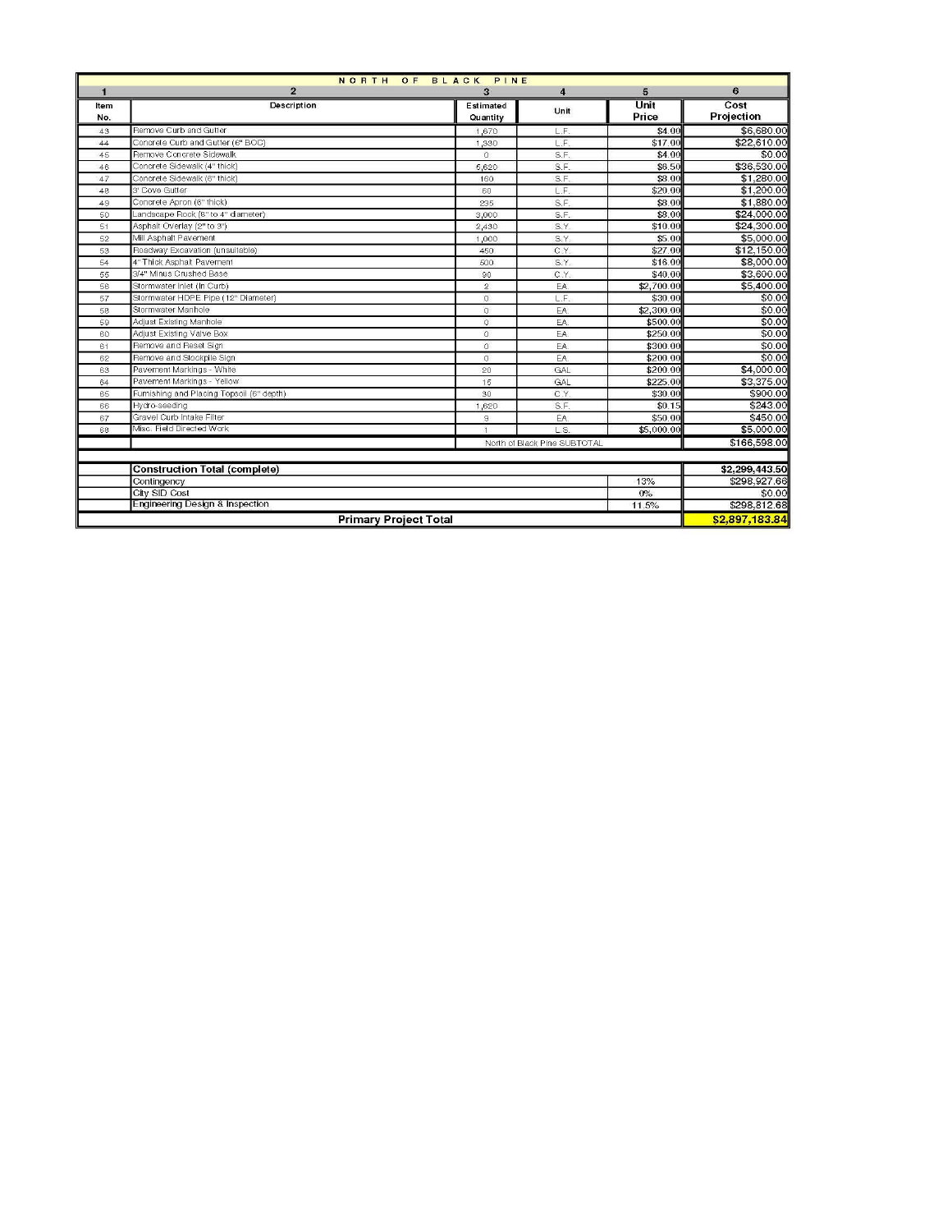| NORTH OF BLACK PINE | | | | | |
|---|---|---|---|---|---|
| 1 | 2 | 3 | 4 | 5 | 6 |
| Item No. | Description | Estimated Quantity | Unit | Unit Price | Cost Projection |
| 43 | Remove Curb and Gutter | 1,670 | L.F. | $4.00 | $6,680.00 |
| 44 | Concrete Curb and Gutter (6" BOC) | 1,330 | L.F. | $17.00 | $22,610.00 |
| 45 | Remove Concrete Sidewalk | 0 | S.F. | $4.00 | $0.00 |
| 46 | Concrete Sidewalk (4" thick) | 5,620 | S.F. | $6.50 | $36,530.00 |
| 47 | Concrete Sidewalk (6" thick) | 160 | S.F. | $8.00 | $1,280.00 |
| 48 | 3' Cove Gutter | 60 | L.F. | $20.00 | $1,200.00 |
| 49 | Concrete Apron (6" thick) | 235 | S.F. | $8.00 | $1,880.00 |
| 50 | Landscape Rock (6" to 4" diameter) | 3,000 | S.F. | $8.00 | $24,000.00 |
| 51 | Asphalt Overlay (2" to 3") | 2,430 | S.Y. | $10.00 | $24,300.00 |
| 52 | Mill Asphalt Pavement | 1,000 | S.Y. | $5.00 | $5,000.00 |
| 53 | Roadway Excavation (unsuitable) | 450 | C.Y. | $27.00 | $12,150.00 |
| 54 | 4" Thick Asphalt Pavement | 500 | S.Y. | $16.00 | $8,000.00 |
| 55 | 3/4" Minus Crushed Base | 90 | C.Y. | $40.00 | $3,600.00 |
| 56 | Stormwater Inlet (In Curb) | 2 | EA. | $2,700.00 | $5,400.00 |
| 57 | Stormwater HDPE Pipe (12" Diameter) | 0 | L.F. | $30.00 | $0.00 |
| 58 | Stormwater Manhole | 0 | EA. | $2,300.00 | $0.00 |
| 59 | Adjust Existing Manhole | 0 | EA. | $500.00 | $0.00 |
| 60 | Adjust Existing Valve Box | 0 | EA. | $250.00 | $0.00 |
| 61 | Remove and Reset Sign | 0 | EA. | $300.00 | $0.00 |
| 62 | Remove and Stockpile Sign | 0 | EA. | $200.00 | $0.00 |
| 63 | Pavement Markings - White | 20 | GAL | $200.00 | $4,000.00 |
| 64 | Pavement Markings - Yellow | 15 | GAL | $225.00 | $3,375.00 |
| 65 | Furnishing and Placing Topsoil (6" depth) | 30 | C.Y. | $30.00 | $900.00 |
| 66 | Hydro-seeding | 1,620 | S.F. | $0.15 | $243.00 |
| 67 | Gravel Curb Intake Filter | 9 | EA. | $50.00 | $450.00 |
| 68 | Misc. Field Directed Work | 1 | L.S. | $5,000.00 | $5,000.00 |
| | | North of Black Pine SUBTOTAL | | | $166,598.00 |
| | **Construction Total (complete)** | | | | **$2,299,443.50** |
| | Contingency | | | 13% | $298,927.66 |
| | City SID Cost | | | 0% | $0.00 |
| | Engineering Design & Inspection | | | 11.5% | $298,812.68 |
| | **Primary Project Total** | | | | **$2,897,183.84** |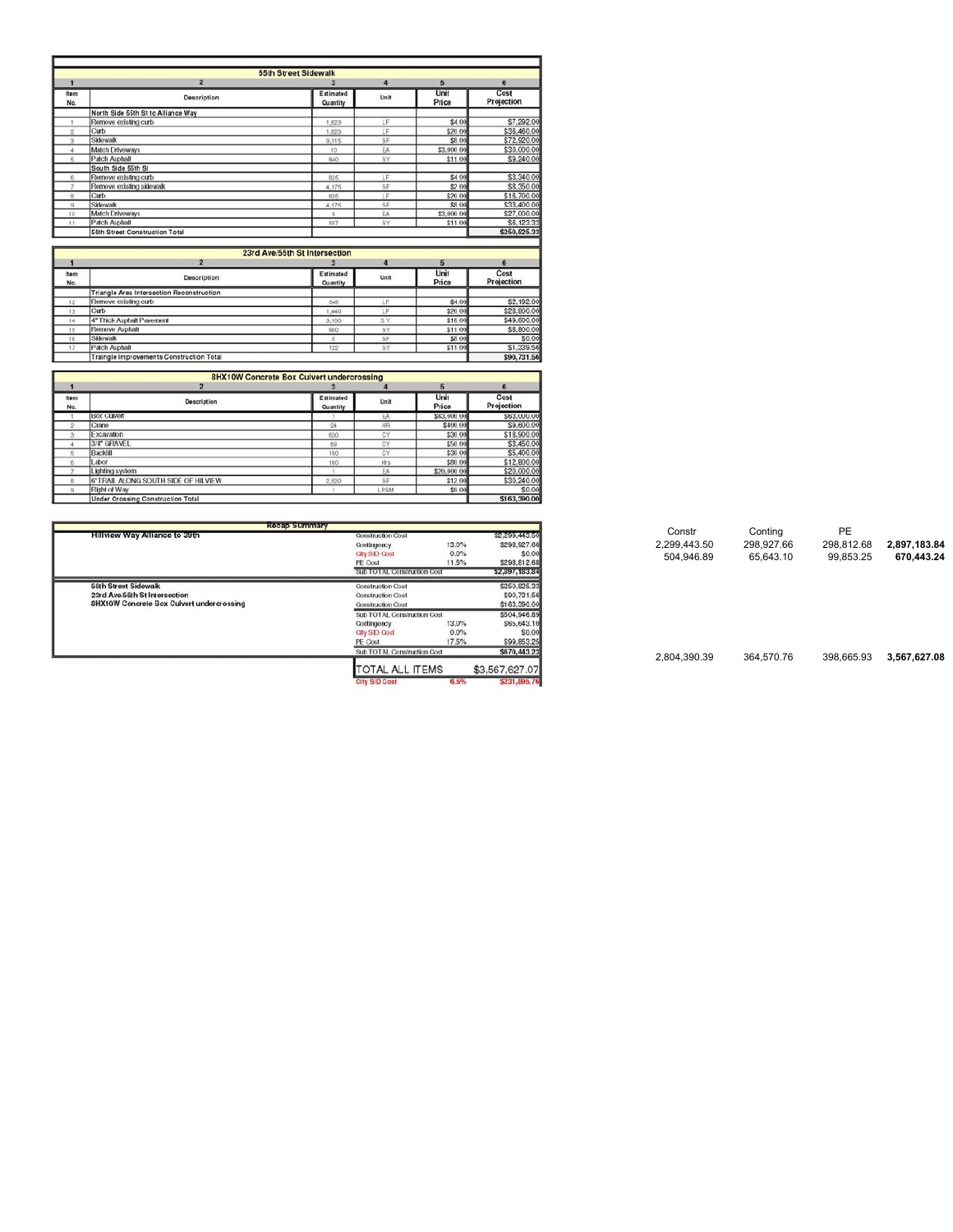## 55th Street Sidewalk

| 1 | 2 | 3 | 4 | 5 | 6 |
|---|---|---|---|---|---|
| Item No. | Description | Estimated Quantity | Unit | Unit Price | Cost Projection |
| | North Side 55th St to Alliance Way | | | | |
| 1 | Remove existing curb | 1,823 | LF | $4.00 | $7,292.00 |
| 2 | Curb | 1,823 | LF | $20.00 | $36,460.00 |
| 3 | Sidewalk | 9,115 | SF | $8.00 | $72,920.00 |
| 4 | Match Driveways | 10 | EA | $3,000.00 | $30,000.00 |
| 5 | Patch Asphalt | 840 | SY | $11.00 | $9,240.00 |
| | South Side 55th St | | | | |
| 6 | Remove existing curb | 835 | LF | $4.00 | $3,340.00 |
| 7 | Remove existing sidewalk | 4,175 | SF | $2.00 | $8,350.00 |
| 8 | Curb | 835 | LF | $20.00 | $16,700.00 |
| 9 | Sidewalk | 4,175 | SF | $8.00 | $33,400.00 |
| 10 | Match Driveways | 9 | EA | $3,000.00 | $27,000.00 |
| 11 | Patch Asphalt | 557 | SY | $11.00 | $6,123.33 |
| | 55th Street Construction Total | | | | $250,825.33 |

## 23rd Ave/55th St Intersection

| 1 | 2 | 3 | 4 | 5 | 6 |
|---|---|---|---|---|---|
| Item No. | Description | Estimated Quantity | Unit | Unit Price | Cost Projection |
| | Triangle Area Intersection Reconstruction | | | | |
| 12 | Remove existing curb | 548 | LF | $4.00 | $2,192.00 |
| 13 | Curb | 1,440 | LF | $20.00 | $28,800.00 |
| 14 | 4" Thick Asphalt Pavement | 3,100 | SY | $16.00 | $49,600.00 |
| 15 | Remove Asphalt | 800 | SY | $11.00 | $8,800.00 |
| 16 | Sidewalk | 0 | SF | $8.00 | $0.00 |
| 17 | Patch Asphalt | 122 | SY | $11.00 | $1,339.56 |
| | Traingle Improvements Construction Total | | | | $90,731.56 |

## 8HX10W Concrete Box Culvert undercrossing

| 1 | 2 | 3 | 4 | 5 | 6 |
|---|---|---|---|---|---|
| Item No. | Description | Estimated Quantity | Unit | Unit Price | Cost Projection |
| 1 | Box Culvert | 1 | EA | $63,000.00 | $63,000.00 |
| 2 | Crane | 24 | HR | $400.00 | $9,600.00 |
| 3 | Excavation | 630 | CY | $30.00 | $18,900.00 |
| 4 | 3/4" GRAVEL | 69 | CY | $50.00 | $3,450.00 |
| 5 | Backfill | 180 | CY | $30.00 | $5,400.00 |
| 6 | Labor | 160 | Hrs | $80.00 | $12,800.00 |
| 7 | Lighting system | 1 | EA | $20,000.00 | $20,000.00 |
| 8 | 6'TRAIL ALONG SOUTH SIDE OF HILVIEW | 2,520 | SF | $12.00 | $30,240.00 |
| 9 | Right of Way | 1 | LPSM | $0.00 | $0.00 |
| | Under Crossing Construction Total | | | | $163,390.00 |

## Recap Summary

| | | | |
|---|---|---|---|
| Hillview Way Alliance to 39th | Construction Cost | | $2,299,443.50 |
| | Contingency | 13.0% | $298,927.66 |
| | City SID Cost | 0.0% | $0.00 |
| | PE Cost | 11.5% | $298,812.68 |
| | Sub TOTAL Construction Cost | | $2,897,183.84 |
| 55th Street Sidewalk | Construction Cost | | $250,825.33 |
| 23rd Ave/55th St Intersection | Construction Cost | | $90,731.56 |
| 8HX10W Concrete Box Culvert undercrossing | Construction Cost | | $163,390.00 |
| | Sub TOTAL Construction Cost | | $504,946.89 |
| | Contingency | 13.0% | $65,643.10 |
| | City SID Cost | 0.0% | $0.00 |
| | PE Cost | 17.5% | $99,853.25 |
| | Sub TOTAL Construction Cost | | $670,443.23 |
| | TOTAL ALL ITEMS | | $3,567,627.07 |
| | City SID Cost | 6.5% | $231,895.76 |

| Constr | Conting | PE | |
|---|---|---|---|
| 2,299,443.50 | 298,927.66 | 298,812.68 | 2,897,183.84 |
| 504,946.89 | 65,643.10 | 99,853.25 | 670,443.24 |
| 2,804,390.39 | 364,570.76 | 398,665.93 | 3,567,627.08 |